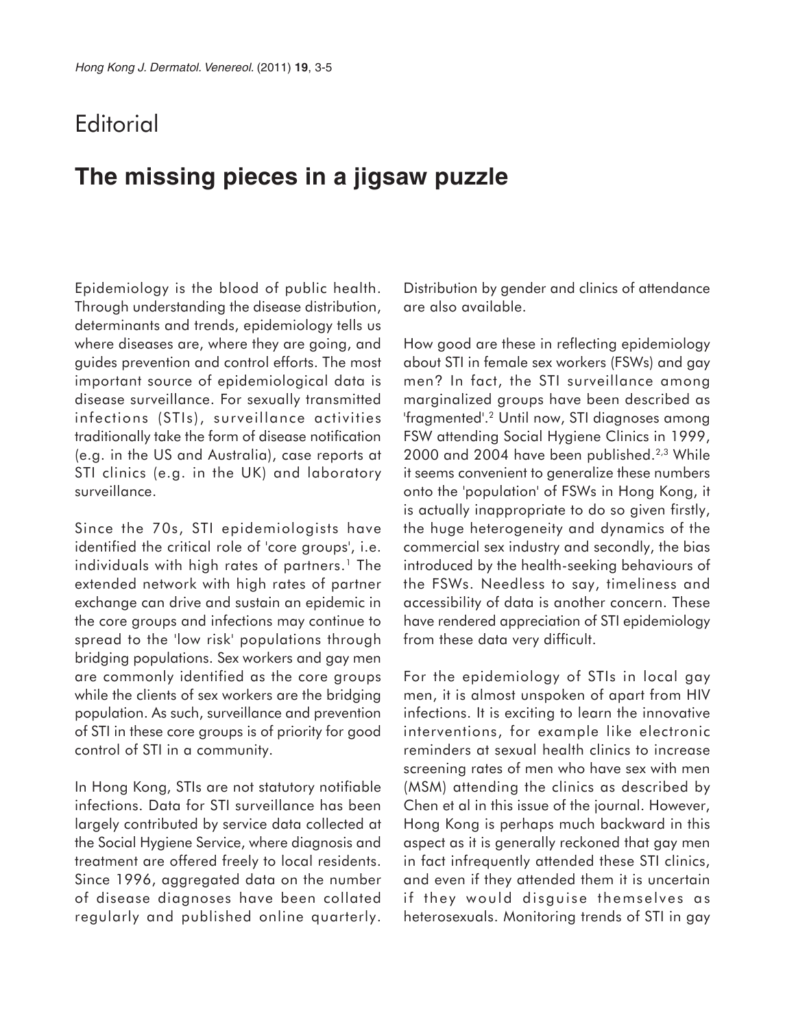# Editorial

## The missing pieces in a jigsaw puzzle

Epidemiology is the blood of public health. Through understanding the disease distribution, determinants and trends, epidemiology tells us where diseases are, where they are going, and guides prevention and control efforts. The most important source of epidemiological data is disease surveillance. For sexually transmitted infections (STIs), surveillance activities traditionally take the form of disease notification (e.g. in the US and Australia), case reports at STI clinics (e.g. in the UK) and laboratory surveillance.

Since the 70s, STI epidemiologists have identified the critical role of 'core groups', i.e. individuals with high rates of partners.[1] The extended network with high rates of partner exchange can drive and sustain an epidemic in the core groups and infections may continue to spread to the 'low risk' populations through bridging populations. Sex workers and gay men are commonly identified as the core groups while the clients of sex workers are the bridging population. As such, surveillance and prevention of STI in these core groups is of priority for good control of STI in a community.

In Hong Kong, STIs are not statutory notifiable infections. Data for STI surveillance has been largely contributed by service data collected at the Social Hygiene Service, where diagnosis and treatment are offered freely to local residents. Since 1996, aggregated data on the number of disease diagnoses have been collated regularly and published online quarterly. Distribution by gender and clinics of attendance are also available.

How good are these in reflecting epidemiology about STI in female sex workers (FSWs) and gay men? In fact, the STI surveillance among marginalized groups have been described as 'fragmented'.[2] Until now, STI diagnoses among FSW attending Social Hygiene Clinics in 1999, 2000 and 2004 have been published.[2,3] While it seems convenient to generalize these numbers onto the 'population' of FSWs in Hong Kong, it is actually inappropriate to do so given firstly, the huge heterogeneity and dynamics of the commercial sex industry and secondly, the bias introduced by the health-seeking behaviours of the FSWs. Needless to say, timeliness and accessibility of data is another concern. These have rendered appreciation of STI epidemiology from these data very difficult.

For the epidemiology of STIs in local gay men, it is almost unspoken of apart from HIV infections. It is exciting to learn the innovative interventions, for example like electronic reminders at sexual health clinics to increase screening rates of men who have sex with men (MSM) attending the clinics as described by Chen et al in this issue of the journal. However, Hong Kong is perhaps much backward in this aspect as it is generally reckoned that gay men in fact infrequently attended these STI clinics, and even if they attended them it is uncertain if they would disguise themselves as heterosexuals. Monitoring trends of STI in gay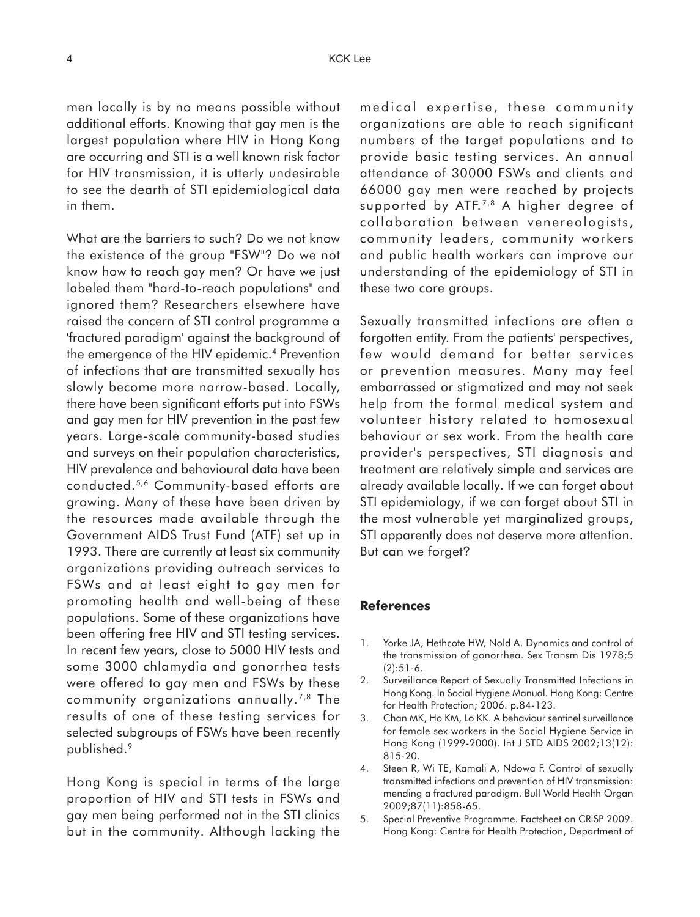men locally is by no means possible without additional efforts. Knowing that gay men is the largest population where HIV in Hong Kong are occurring and STI is a well known risk factor for HIV transmission, it is utterly undesirable to see the dearth of STI epidemiological data in them.

What are the barriers to such? Do we not know the existence of the group "FSW"? Do we not know how to reach gay men? Or have we just labeled them "hard-to-reach populations" and ignored them? Researchers elsewhere have raised the concern of STI control programme a 'fractured paradigm' against the background of the emergence of the HIV epidemic.[4] Prevention of infections that are transmitted sexually has slowly become more narrow-based. Locally, there have been significant efforts put into FSWs and gay men for HIV prevention in the past few years. Large-scale community-based studies and surveys on their population characteristics, HIV prevalence and behavioural data have been conducted.[5,6] Community-based efforts are growing. Many of these have been driven by the resources made available through the Government AIDS Trust Fund (ATF) set up in 1993. There are currently at least six community organizations providing outreach services to FSWs and at least eight to gay men for promoting health and well-being of these populations. Some of these organizations have been offering free HIV and STI testing services. In recent few years, close to 5000 HIV tests and some 3000 chlamydia and gonorrhea tests were offered to gay men and FSWs by these community organizations annually.[7,8] The results of one of these testing services for selected subgroups of FSWs have been recently published.[9]

Hong Kong is special in terms of the large proportion of HIV and STI tests in FSWs and gay men being performed not in the STI clinics but in the community. Although lacking the medical expertise, these community organizations are able to reach significant numbers of the target populations and to provide basic testing services. An annual attendance of 30000 FSWs and clients and 66000 gay men were reached by projects supported by ATF.[7,8] A higher degree of collaboration between venereologists, community leaders, community workers and public health workers can improve our understanding of the epidemiology of STI in these two core groups.

Sexually transmitted infections are often a forgotten entity. From the patients' perspectives, few would demand for better services or prevention measures. Many may feel embarrassed or stigmatized and may not seek help from the formal medical system and volunteer history related to homosexual behaviour or sex work. From the health care provider's perspectives, STI diagnosis and treatment are relatively simple and services are already available locally. If we can forget about STI epidemiology, if we can forget about STI in the most vulnerable yet marginalized groups, STI apparently does not deserve more attention. But can we forget?

## References

1. Yorke JA, Hethcote HW, Nold A. Dynamics and control of the transmission of gonorrhea. Sex Transm Dis 1978;5 (2):51-6.
2. Surveillance Report of Sexually Transmitted Infections in Hong Kong. In Social Hygiene Manual. Hong Kong: Centre for Health Protection; 2006. p.84-123.
3. Chan MK, Ho KM, Lo KK. A behaviour sentinel surveillance for female sex workers in the Social Hygiene Service in Hong Kong (1999-2000). Int J STD AIDS 2002;13(12): 815-20.
4. Steen R, Wi TE, Kamali A, Ndowa F. Control of sexually transmitted infections and prevention of HIV transmission: mending a fractured paradigm. Bull World Health Organ 2009;87(11):858-65.
5. Special Preventive Programme. Factsheet on CRiSP 2009. Hong Kong: Centre for Health Protection, Department of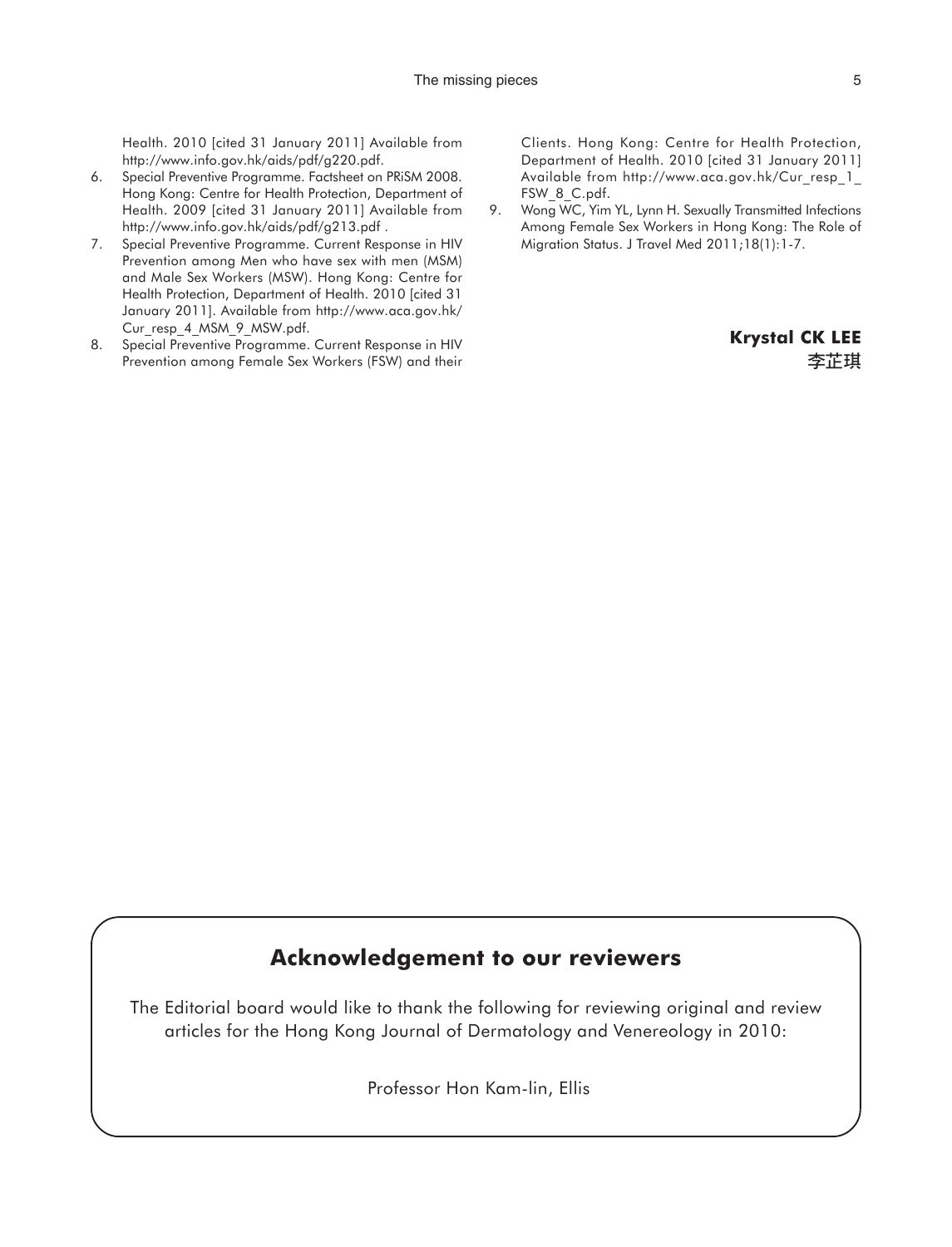Health. 2010 [cited 31 January 2011] Available from http://www.info.gov.hk/aids/pdf/g220.pdf.

6. Special Preventive Programme. Factsheet on PRiSM 2008. Hong Kong: Centre for Health Protection, Department of Health. 2009 [cited 31 January 2011] Available from http://www.info.gov.hk/aids/pdf/g213.pdf .
7. Special Preventive Programme. Current Response in HIV Prevention among Men who have sex with men (MSM) and Male Sex Workers (MSW). Hong Kong: Centre for Health Protection, Department of Health. 2010 [cited 31 January 2011]. Available from http://www.aca.gov.hk/Cur_resp_4_MSM_9_MSW.pdf.
8. Special Preventive Programme. Current Response in HIV Prevention among Female Sex Workers (FSW) and their Clients. Hong Kong: Centre for Health Protection, Department of Health. 2010 [cited 31 January 2011] Available from http://www.aca.gov.hk/Cur_resp_1_FSW_8_C.pdf.
9. Wong WC, Yim YL, Lynn H. Sexually Transmitted Infections Among Female Sex Workers in Hong Kong: The Role of Migration Status. J Travel Med 2011;18(1):1-7.

**Krystal CK LEE**
**李芷琪**

## Acknowledgement to our reviewers

The Editorial board would like to thank the following for reviewing original and review articles for the Hong Kong Journal of Dermatology and Venereology in 2010:

Professor Hon Kam-lin, Ellis